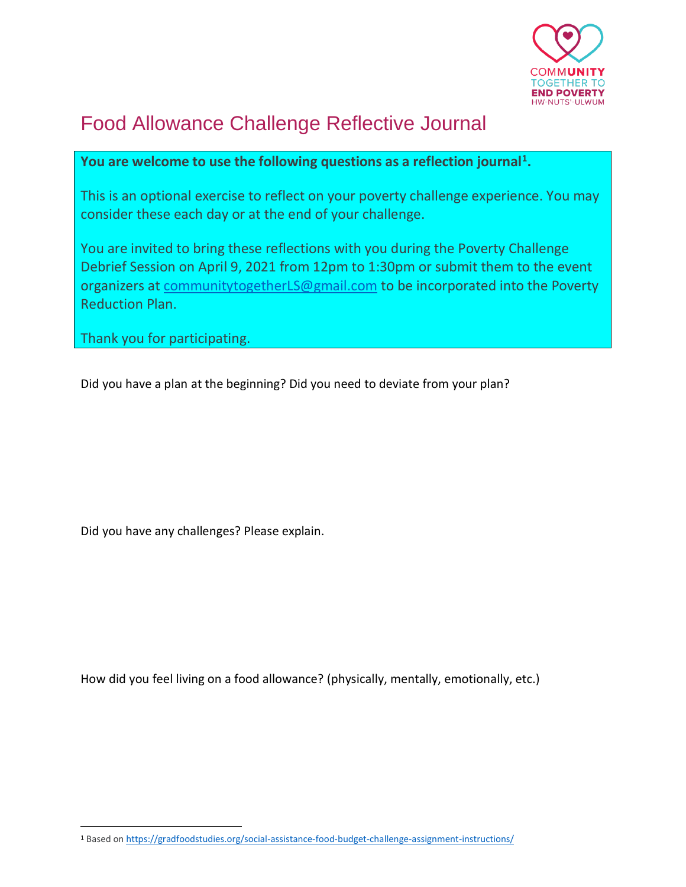COMMUNITY TOGETHER TO END POVERTY HW-NUTS'-ULWUM

# Food Allowance Challenge Reflective Journal

**You are welcome to use the following questions as a reflection journal[1].**

This is an optional exercise to reflect on your poverty challenge experience. You may consider these each day or at the end of your challenge.

You are invited to bring these reflections with you during the Poverty Challenge Debrief Session on April 9, 2021 from 12pm to 1:30pm or submit them to the event organizers at communitytogetherLS@gmail.com to be incorporated into the Poverty Reduction Plan.

Thank you for participating.

Did you have a plan at the beginning? Did you need to deviate from your plan?

Did you have any challenges? Please explain.

How did you feel living on a food allowance? (physically, mentally, emotionally, etc.)

[1] Based on https://gradfoodstudies.org/social-assistance-food-budget-challenge-assignment-instructions/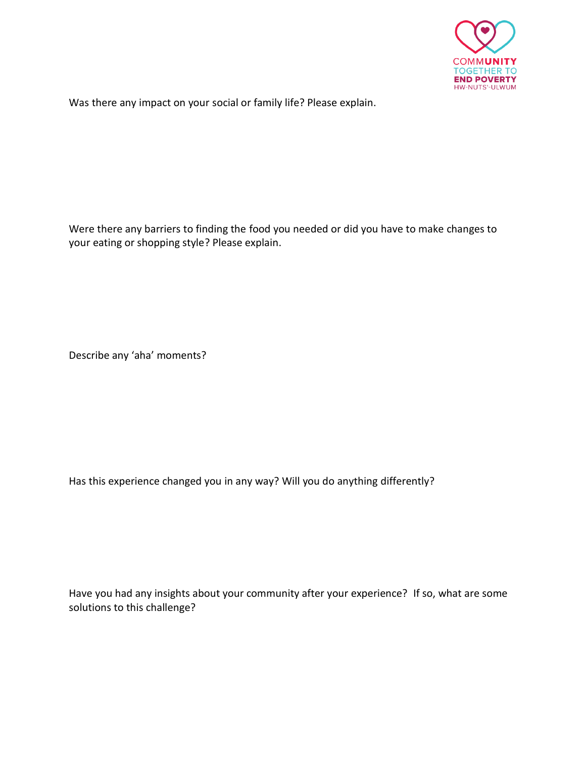Was there any impact on your social or family life? Please explain.

Were there any barriers to finding the food you needed or did you have to make changes to your eating or shopping style? Please explain.

Describe any 'aha' moments?

Has this experience changed you in any way? Will you do anything differently?

Have you had any insights about your community after your experience? If so, what are some solutions to this challenge?